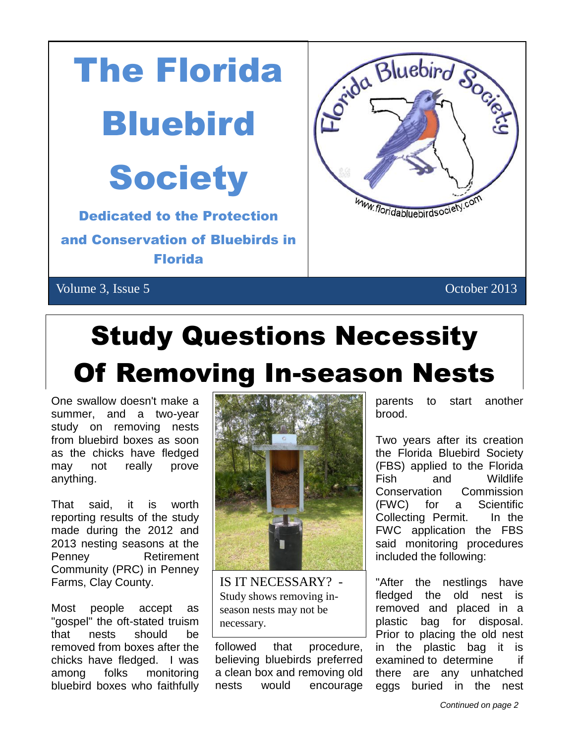# The Florida Bluebird Society

**Dedicated to the Protection and Conservation of Bluebirds in Florida**

Volume 3, Issue 5 — October 2013

## Study Questions Necessity Of Removing In-season Nests

One swallow doesn't make a summer, and a two-year study on removing nests from bluebird boxes as soon as the chicks have fledged may not really prove anything.

That said, it is worth reporting results of the study made during the 2012 and 2013 nesting seasons at the Penney Retirement Community (PRC) in Penney Farms, Clay County.

Most people accept as "gospel" the oft-stated truism that nests should be removed from boxes after the chicks have fledged. I was among folks monitoring bluebird boxes who faithfully followed that procedure, believing bluebirds preferred a clean box and removing old nests would encourage parents to start another brood.

IS IT NECESSARY? - Study shows removing in-season nests may not be necessary.

Two years after its creation the Florida Bluebird Society (FBS) applied to the Florida Fish and Wildlife Conservation Commission (FWC) for a Scientific Collecting Permit. In the FWC application the FBS said monitoring procedures included the following:

"After the nestlings have fledged the old nest is removed and placed in a plastic bag for disposal. Prior to placing the old nest in the plastic bag it is examined to determine if there are any unhatched eggs buried in the nest

*Continued on page 2*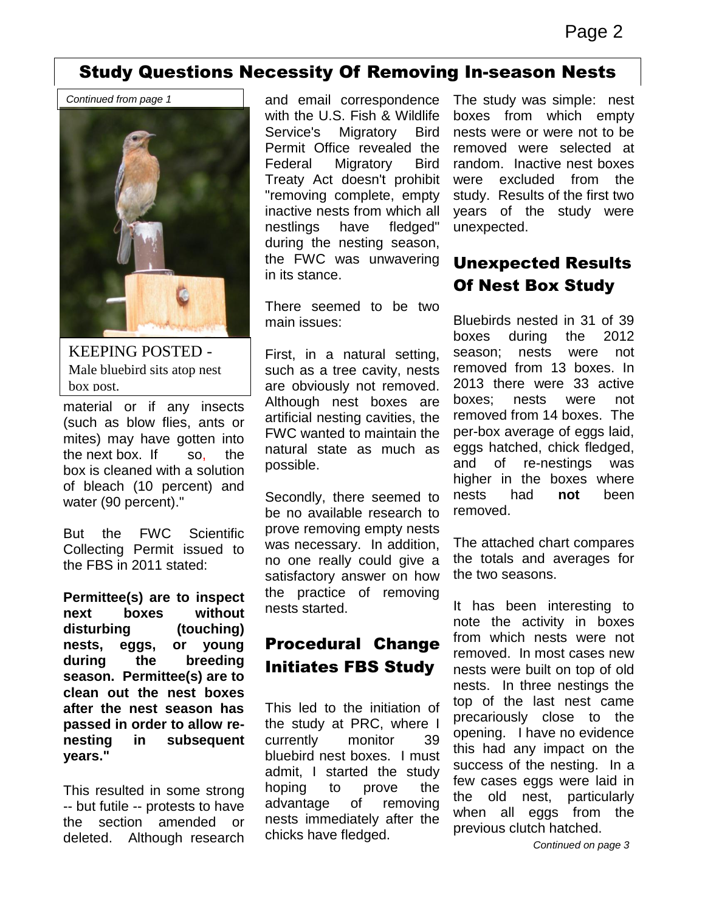## Study Questions Necessity Of Removing In-season Nests

*Continued from page 1*

KEEPING POSTED - Male bluebird sits atop nest box post.

material or if any insects (such as blow flies, ants or mites) may have gotten into the next box. If so, the box is cleaned with a solution of bleach (10 percent) and water (90 percent)."

But the FWC Scientific Collecting Permit issued to the FBS in 2011 stated:

**Permittee(s) are to inspect next boxes without disturbing (touching) nests, eggs, or young during the breeding season. Permittee(s) are to clean out the nest boxes after the nest season has passed in order to allow re-nesting in subsequent years."**

This resulted in some strong -- but futile -- protests to have the section amended or deleted. Although research and email correspondence with the U.S. Fish & Wildlife Service's Migratory Bird Permit Office revealed the Federal Migratory Bird Treaty Act doesn't prohibit "removing complete, empty inactive nests from which all nestlings have fledged" during the nesting season, the FWC was unwavering in its stance.

There seemed to be two main issues:

First, in a natural setting, such as a tree cavity, nests are obviously not removed. Although nest boxes are artificial nesting cavities, the FWC wanted to maintain the natural state as much as possible.

Secondly, there seemed to be no available research to prove removing empty nests was necessary. In addition, no one really could give a satisfactory answer on how the practice of removing nests started.

## Procedural Change Initiates FBS Study

This led to the initiation of the study at PRC, where I currently monitor 39 bluebird nest boxes. I must admit, I started the study hoping to prove the advantage of removing nests immediately after the chicks have fledged.

The study was simple: nest boxes from which empty nests were or were not to be removed were selected at random. Inactive nest boxes were excluded from the study. Results of the first two years of the study were unexpected.

## Unexpected Results Of Nest Box Study

Bluebirds nested in 31 of 39 boxes during the 2012 season; nests were not removed from 13 boxes. In 2013 there were 33 active boxes; nests were not removed from 14 boxes. The per-box average of eggs laid, eggs hatched, chick fledged, and of re-nestings was higher in the boxes where nests had **not** been removed.

The attached chart compares the totals and averages for the two seasons.

It has been interesting to note the activity in boxes from which nests were not removed. In most cases new nests were built on top of old nests. In three nestings the top of the last nest came precariously close to the opening. I have no evidence this had any impact on the success of the nesting. In a few cases eggs were laid in the old nest, particularly when all eggs from the previous clutch hatched.

*Continued on page 3*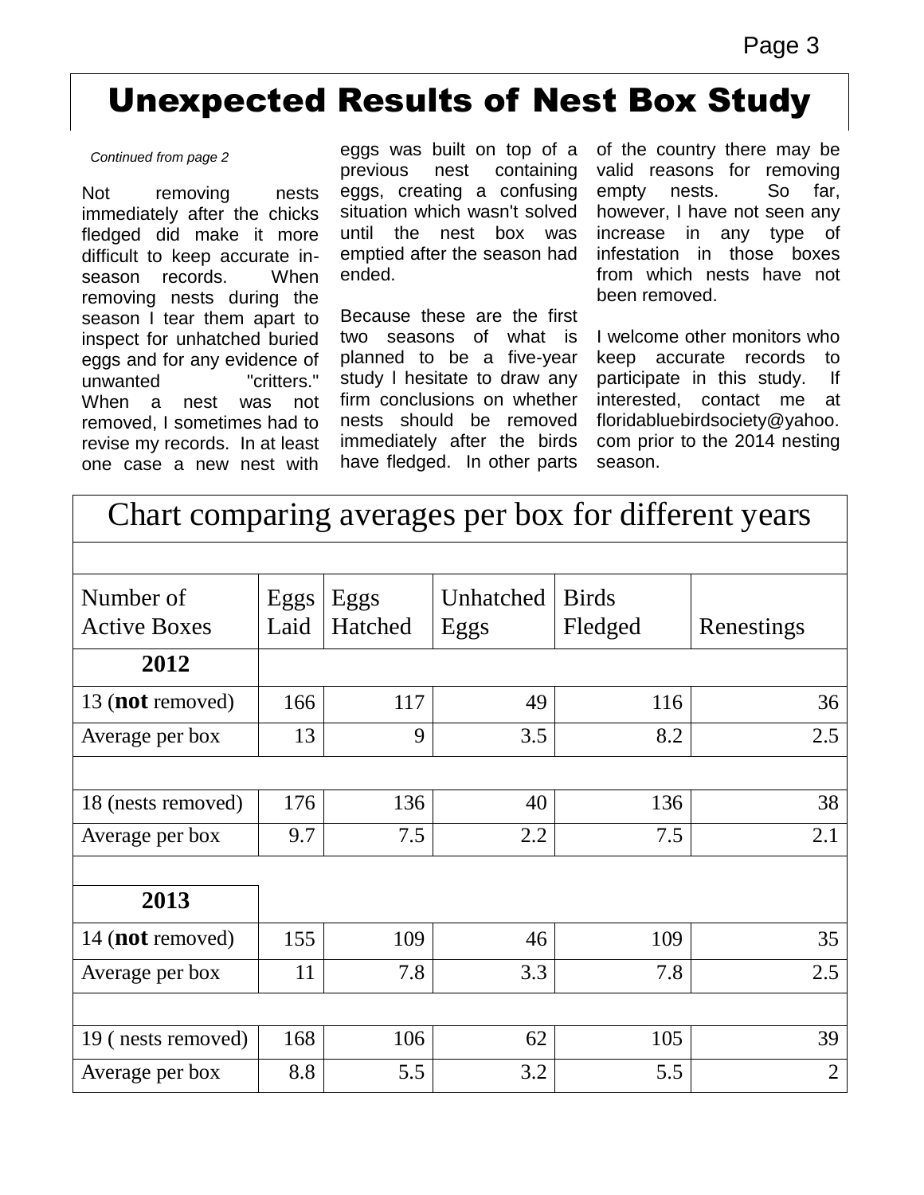# Unexpected Results of Nest Box Study

*Continued from page 2*

Not removing nests immediately after the chicks fledged did make it more difficult to keep accurate in-season records. When removing nests during the season I tear them apart to inspect for unhatched buried eggs and for any evidence of unwanted "critters." When a nest was not removed, I sometimes had to revise my records. In at least one case a new nest with eggs was built on top of a previous nest containing eggs, creating a confusing situation which wasn't solved until the nest box was emptied after the season had ended.

Because these are the first two seasons of what is planned to be a five-year study I hesitate to draw any firm conclusions on whether nests should be removed immediately after the birds have fledged. In other parts of the country there may be valid reasons for removing empty nests. So far, however, I have not seen any increase in any type of infestation in those boxes from which nests have not been removed.

I welcome other monitors who keep accurate records to participate in this study. If interested, contact me at floridabluebirdsociety@yahoo.com prior to the 2014 nesting season.

| Chart comparing averages per box for different years | | | | | |
|---|---|---|---|---|---|
| Number of Active Boxes | Eggs Laid | Eggs Hatched | Unhatched Eggs | Birds Fledged | Renestings |
| **2012** | | | | | |
| 13 (**not** removed) | 166 | 117 | 49 | 116 | 36 |
| Average per box | 13 | 9 | 3.5 | 8.2 | 2.5 |
| | | | | | |
| 18 (nests removed) | 176 | 136 | 40 | 136 | 38 |
| Average per box | 9.7 | 7.5 | 2.2 | 7.5 | 2.1 |
| | | | | | |
| **2013** | | | | | |
| 14 (**not** removed) | 155 | 109 | 46 | 109 | 35 |
| Average per box | 11 | 7.8 | 3.3 | 7.8 | 2.5 |
| | | | | | |
| 19 ( nests removed) | 168 | 106 | 62 | 105 | 39 |
| Average per box | 8.8 | 5.5 | 3.2 | 5.5 | 2 |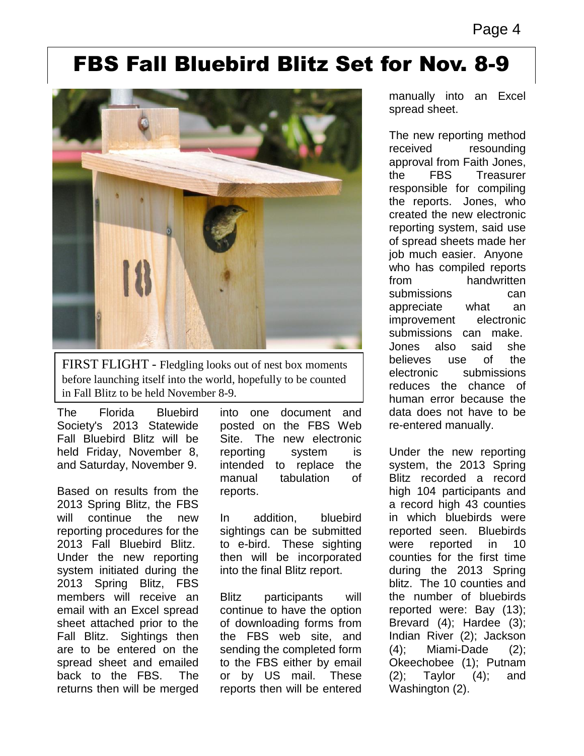# FBS Fall Bluebird Blitz Set for Nov. 8-9

FIRST FLIGHT - Fledgling looks out of nest box moments before launching itself into the world, hopefully to be counted in Fall Blitz to be held November 8-9.

The Florida Bluebird Society's 2013 Statewide Fall Bluebird Blitz will be held Friday, November 8, and Saturday, November 9.

Based on results from the 2013 Spring Blitz, the FBS will continue the new reporting procedures for the 2013 Fall Bluebird Blitz. Under the new reporting system initiated during the 2013 Spring Blitz, FBS members will receive an email with an Excel spread sheet attached prior to the Fall Blitz. Sightings then are to be entered on the spread sheet and emailed back to the FBS. The returns then will be merged into one document and posted on the FBS Web Site. The new electronic reporting system is intended to replace the manual tabulation of reports.

In addition, bluebird sightings can be submitted to e-bird. These sighting then will be incorporated into the final Blitz report.

Blitz participants will continue to have the option of downloading forms from the FBS web site, and sending the completed form to the FBS either by email or by US mail. These reports then will be entered manually into an Excel spread sheet.

The new reporting method received resounding approval from Faith Jones, the FBS Treasurer responsible for compiling the reports. Jones, who created the new electronic reporting system, said use of spread sheets made her job much easier. Anyone who has compiled reports from handwritten submissions can appreciate what an improvement electronic submissions can make. Jones also said she believes use of the electronic submissions reduces the chance of human error because the data does not have to be re-entered manually.

Under the new reporting system, the 2013 Spring Blitz recorded a record high 104 participants and a record high 43 counties in which bluebirds were reported seen. Bluebirds were reported in 10 counties for the first time during the 2013 Spring blitz. The 10 counties and the number of bluebirds reported were: Bay (13); Brevard (4); Hardee (3); Indian River (2); Jackson (4); Miami-Dade (2); Okeechobee (1); Putnam (2); Taylor (4); and Washington (2).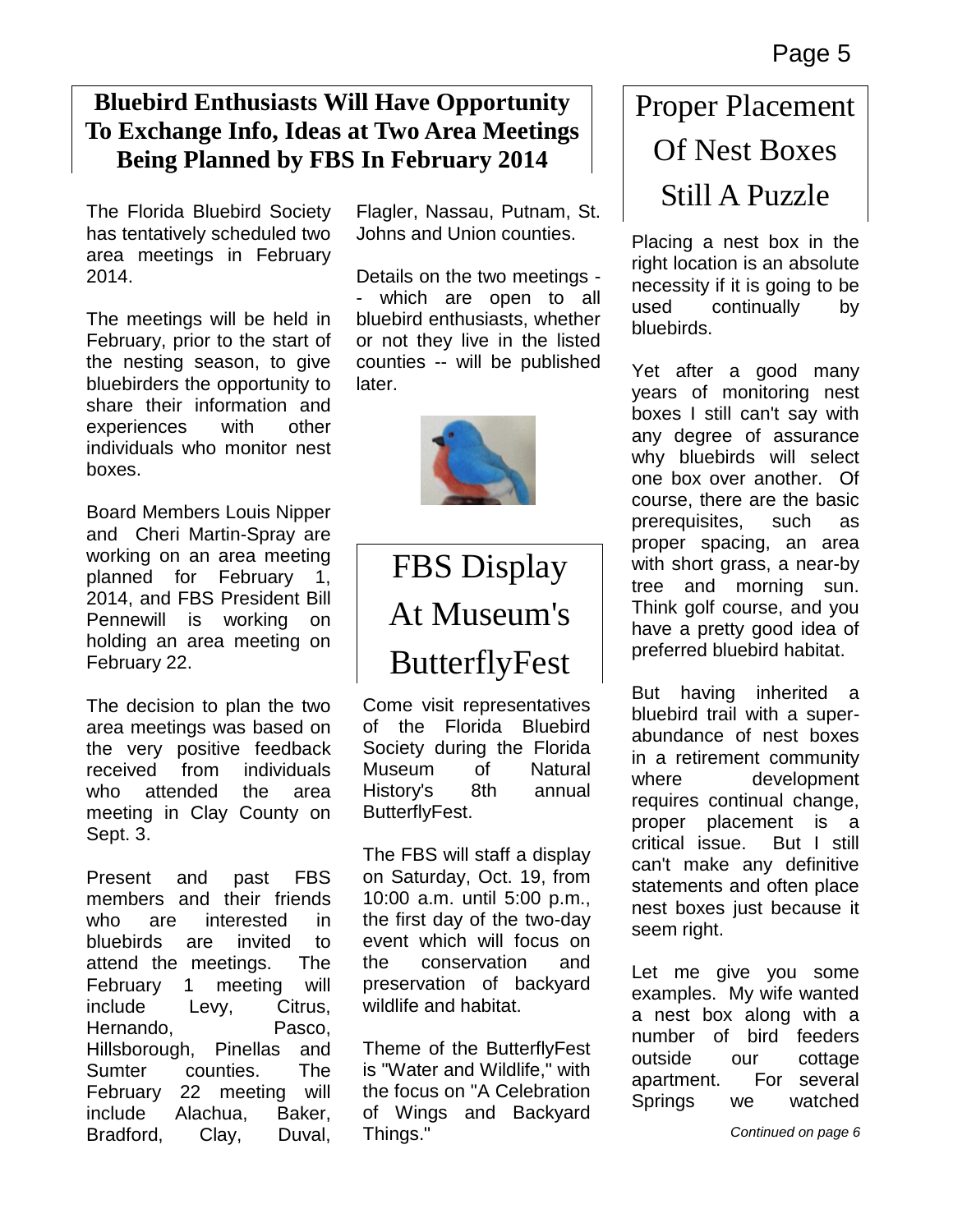## Bluebird Enthusiasts Will Have Opportunity To Exchange Info, Ideas at Two Area Meetings Being Planned by FBS In February 2014

The Florida Bluebird Society has tentatively scheduled two area meetings in February 2014.

The meetings will be held in February, prior to the start of the nesting season, to give bluebirders the opportunity to share their information and experiences with other individuals who monitor nest boxes.

Board Members Louis Nipper and Cheri Martin-Spray are working on an area meeting planned for February 1, 2014, and FBS President Bill Pennewill is working on holding an area meeting on February 22.

The decision to plan the two area meetings was based on the very positive feedback received from individuals who attended the area meeting in Clay County on Sept. 3.

Present and past FBS members and their friends who are interested in bluebirds are invited to attend the meetings. The February 1 meeting will include Levy, Citrus, Hernando, Pasco, Hillsborough, Pinellas and Sumter counties. The February 22 meeting will include Alachua, Baker, Bradford, Clay, Duval, Flagler, Nassau, Putnam, St. Johns and Union counties.

Details on the two meetings -- which are open to all bluebird enthusiasts, whether or not they live in the listed counties -- will be published later.

## FBS Display At Museum's ButterflyFest

Come visit representatives of the Florida Bluebird Society during the Florida Museum of Natural History's 8th annual ButterflyFest.

The FBS will staff a display on Saturday, Oct. 19, from 10:00 a.m. until 5:00 p.m., the first day of the two-day event which will focus on the conservation and preservation of backyard wildlife and habitat.

Theme of the ButterflyFest is "Water and Wildlife," with the focus on "A Celebration of Wings and Backyard Things."

## Proper Placement Of Nest Boxes Still A Puzzle

Placing a nest box in the right location is an absolute necessity if it is going to be used continually by bluebirds.

Yet after a good many years of monitoring nest boxes I still can't say with any degree of assurance why bluebirds will select one box over another. Of course, there are the basic prerequisites, such as proper spacing, an area with short grass, a near-by tree and morning sun. Think golf course, and you have a pretty good idea of preferred bluebird habitat.

But having inherited a bluebird trail with a super-abundance of nest boxes in a retirement community where development requires continual change, proper placement is a critical issue. But I still can't make any definitive statements and often place nest boxes just because it seem right.

Let me give you some examples. My wife wanted a nest box along with a number of bird feeders outside our cottage apartment. For several Springs we watched

*Continued on page 6*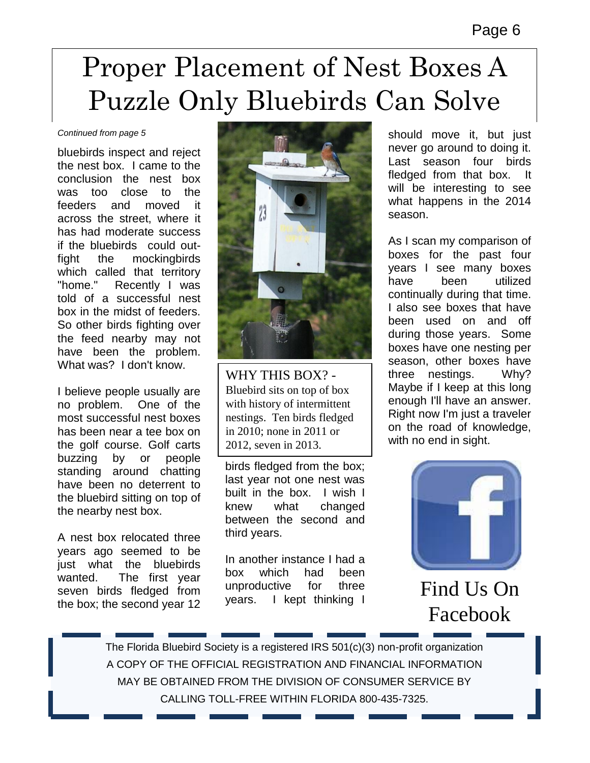# Proper Placement of Nest Boxes A Puzzle Only Bluebirds Can Solve

*Continued from page 5*

bluebirds inspect and reject the nest box. I came to the conclusion the nest box was too close to the feeders and moved it across the street, where it has had moderate success if the bluebirds could out-fight the mockingbirds which called that territory "home." Recently I was told of a successful nest box in the midst of feeders. So other birds fighting over the feed nearby may not have been the problem. What was? I don't know.

I believe people usually are no problem. One of the most successful nest boxes has been near a tee box on the golf course. Golf carts buzzing by or people standing around chatting have been no deterrent to the bluebird sitting on top of the nearby nest box.

A nest box relocated three years ago seemed to be just what the bluebirds wanted. The first year seven birds fledged from the box; the second year 12 birds fledged from the box; last year not one nest was built in the box. I wish I knew what changed between the second and third years.

WHY THIS BOX? - Bluebird sits on top of box with history of intermittent nestings. Ten birds fledged in 2010; none in 2011 or 2012, seven in 2013.

In another instance I had a box which had been unproductive for three years. I kept thinking I should move it, but just never go around to doing it. Last season four birds fledged from that box. It will be interesting to see what happens in the 2014 season.

As I scan my comparison of boxes for the past four years I see many boxes have been utilized continually during that time. I also see boxes that have been used on and off during those years. Some boxes have one nesting per season, other boxes have three nestings. Why? Maybe if I keep at this long enough I'll have an answer. Right now I'm just a traveler on the road of knowledge, with no end in sight.

Find Us On Facebook

The Florida Bluebird Society is a registered IRS 501(c)(3) non-profit organization
A COPY OF THE OFFICIAL REGISTRATION AND FINANCIAL INFORMATION MAY BE OBTAINED FROM THE DIVISION OF CONSUMER SERVICE BY CALLING TOLL-FREE WITHIN FLORIDA 800-435-7325.